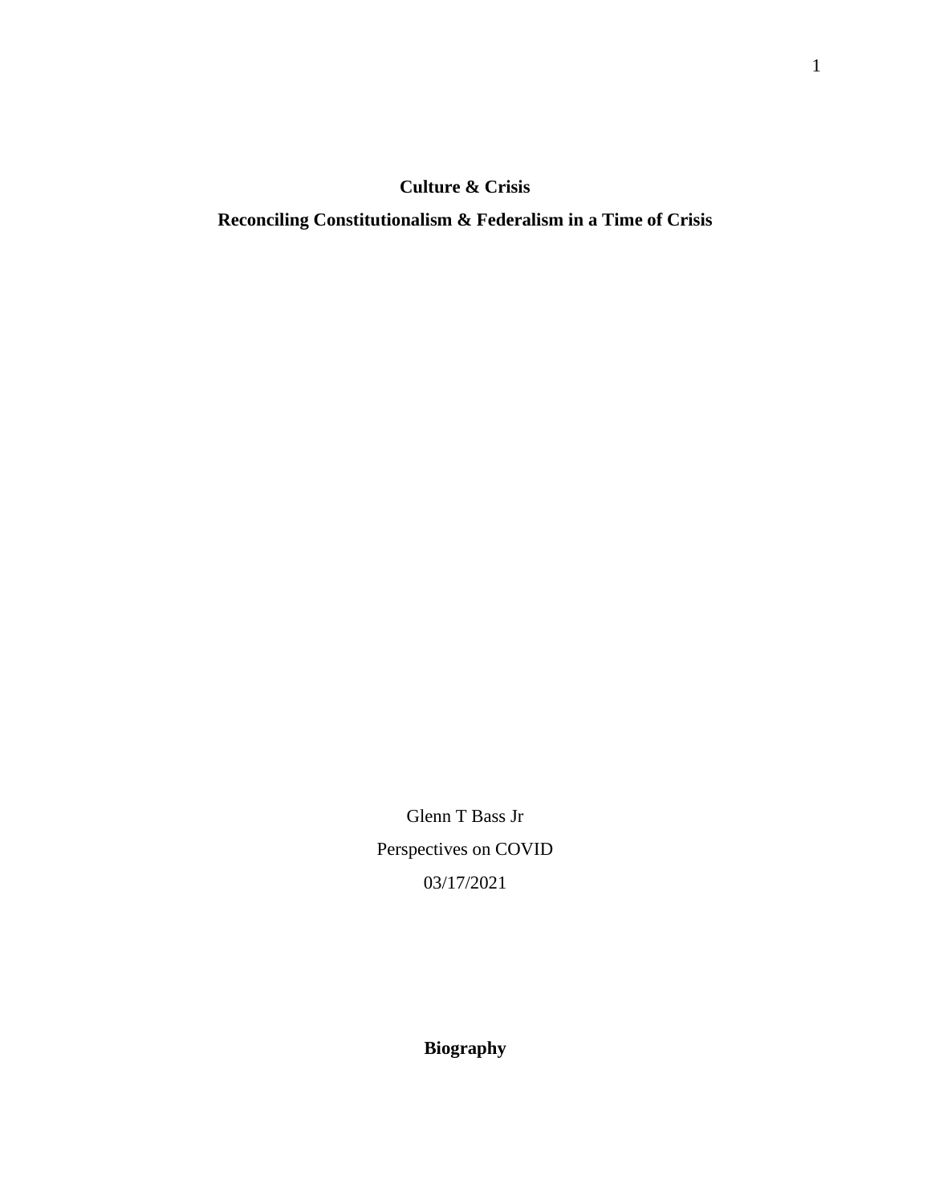**Culture & Crisis**

**Reconciling Constitutionalism & Federalism in a Time of Crisis**

Glenn T Bass Jr

Perspectives on COVID

03/17/2021

**Biography**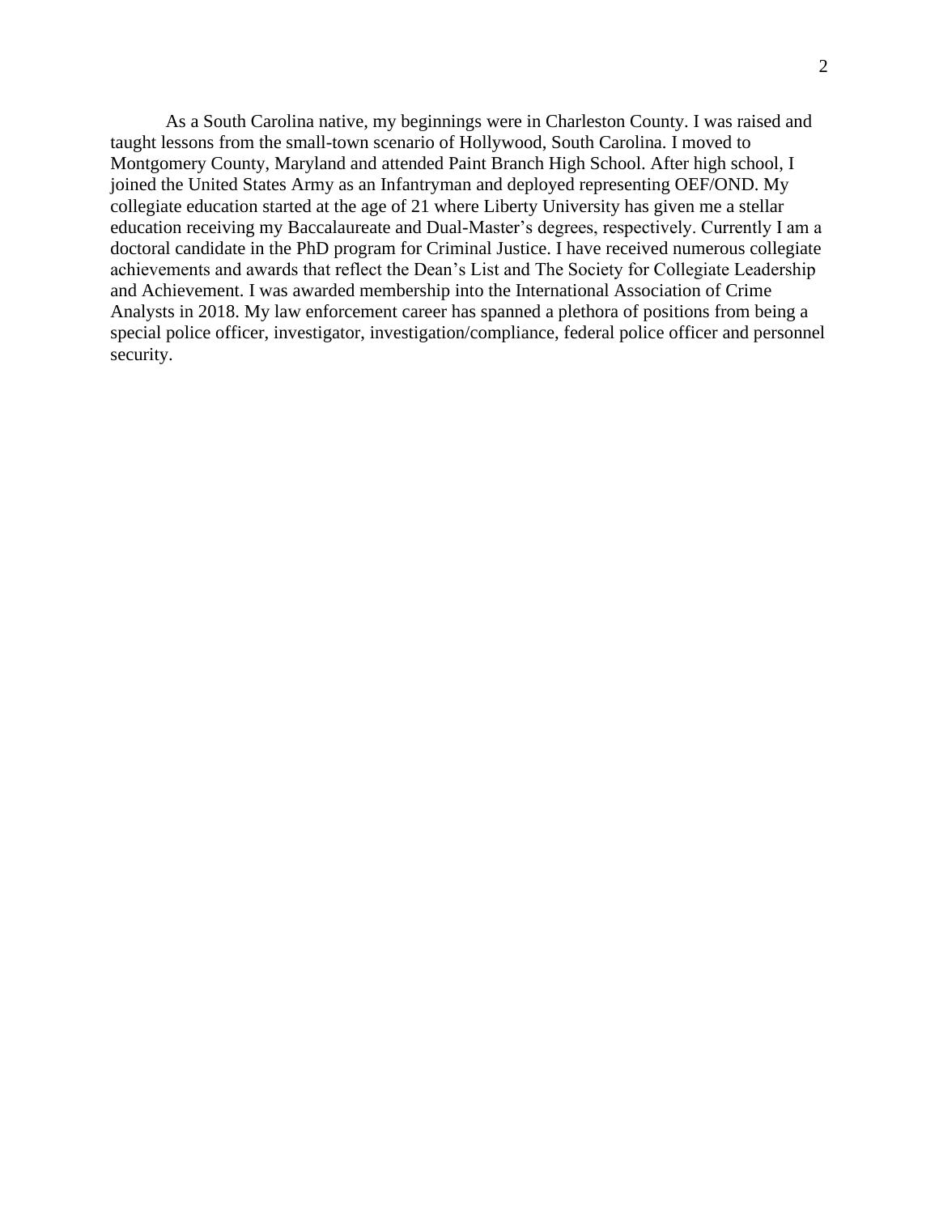As a South Carolina native, my beginnings were in Charleston County. I was raised and taught lessons from the small-town scenario of Hollywood, South Carolina. I moved to Montgomery County, Maryland and attended Paint Branch High School. After high school, I joined the United States Army as an Infantryman and deployed representing OEF/OND. My collegiate education started at the age of 21 where Liberty University has given me a stellar education receiving my Baccalaureate and Dual-Master's degrees, respectively. Currently I am a doctoral candidate in the PhD program for Criminal Justice. I have received numerous collegiate achievements and awards that reflect the Dean's List and The Society for Collegiate Leadership and Achievement. I was awarded membership into the International Association of Crime Analysts in 2018. My law enforcement career has spanned a plethora of positions from being a special police officer, investigator, investigation/compliance, federal police officer and personnel security.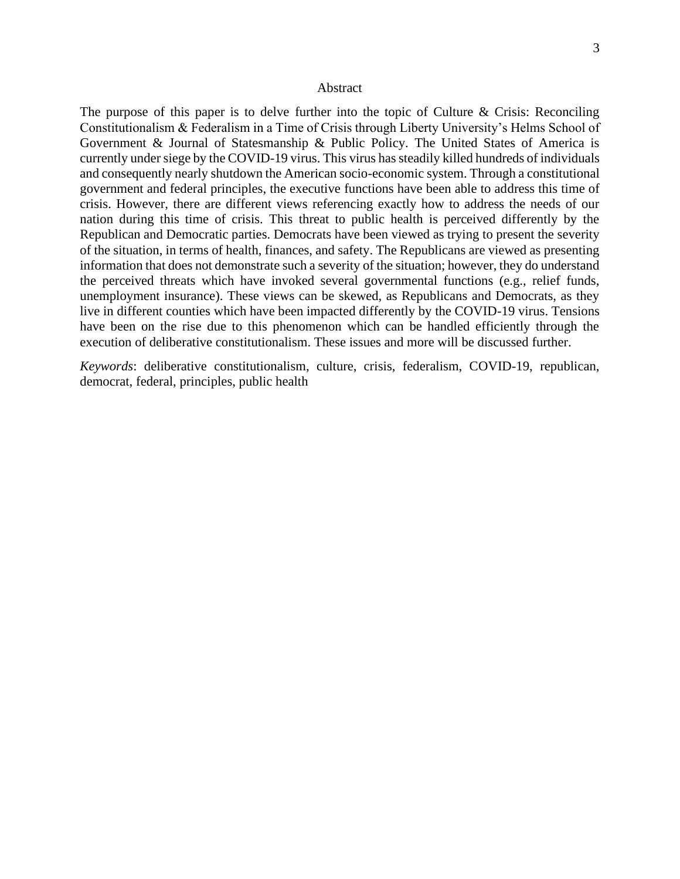# Abstract

The purpose of this paper is to delve further into the topic of Culture & Crisis: Reconciling Constitutionalism & Federalism in a Time of Crisis through Liberty University's Helms School of Government & Journal of Statesmanship & Public Policy. The United States of America is currently under siege by the COVID-19 virus. This virus has steadily killed hundreds of individuals and consequently nearly shutdown the American socio-economic system. Through a constitutional government and federal principles, the executive functions have been able to address this time of crisis. However, there are different views referencing exactly how to address the needs of our nation during this time of crisis. This threat to public health is perceived differently by the Republican and Democratic parties. Democrats have been viewed as trying to present the severity of the situation, in terms of health, finances, and safety. The Republicans are viewed as presenting information that does not demonstrate such a severity of the situation; however, they do understand the perceived threats which have invoked several governmental functions (e.g., relief funds, unemployment insurance). These views can be skewed, as Republicans and Democrats, as they live in different counties which have been impacted differently by the COVID-19 virus. Tensions have been on the rise due to this phenomenon which can be handled efficiently through the execution of deliberative constitutionalism. These issues and more will be discussed further.

*Keywords*: deliberative constitutionalism, culture, crisis, federalism, COVID-19, republican, democrat, federal, principles, public health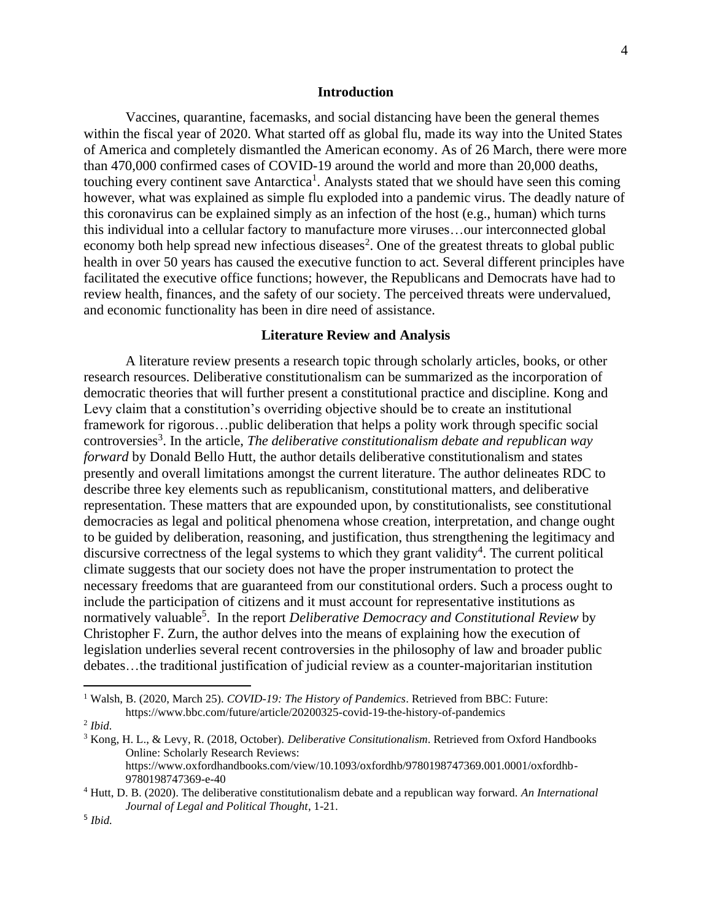## Introduction

Vaccines, quarantine, facemasks, and social distancing have been the general themes within the fiscal year of 2020. What started off as global flu, made its way into the United States of America and completely dismantled the American economy. As of 26 March, there were more than 470,000 confirmed cases of COVID-19 around the world and more than 20,000 deaths, touching every continent save Antarctica[1]. Analysts stated that we should have seen this coming however, what was explained as simple flu exploded into a pandemic virus. The deadly nature of this coronavirus can be explained simply as an infection of the host (e.g., human) which turns this individual into a cellular factory to manufacture more viruses…our interconnected global economy both help spread new infectious diseases[2]. One of the greatest threats to global public health in over 50 years has caused the executive function to act. Several different principles have facilitated the executive office functions; however, the Republicans and Democrats have had to review health, finances, and the safety of our society. The perceived threats were undervalued, and economic functionality has been in dire need of assistance.

## Literature Review and Analysis

A literature review presents a research topic through scholarly articles, books, or other research resources. Deliberative constitutionalism can be summarized as the incorporation of democratic theories that will further present a constitutional practice and discipline. Kong and Levy claim that a constitution's overriding objective should be to create an institutional framework for rigorous…public deliberation that helps a polity work through specific social controversies[3]. In the article, *The deliberative constitutionalism debate and republican way forward* by Donald Bello Hutt, the author details deliberative constitutionalism and states presently and overall limitations amongst the current literature. The author delineates RDC to describe three key elements such as republicanism, constitutional matters, and deliberative representation. These matters that are expounded upon, by constitutionalists, see constitutional democracies as legal and political phenomena whose creation, interpretation, and change ought to be guided by deliberation, reasoning, and justification, thus strengthening the legitimacy and discursive correctness of the legal systems to which they grant validity[4]. The current political climate suggests that our society does not have the proper instrumentation to protect the necessary freedoms that are guaranteed from our constitutional orders. Such a process ought to include the participation of citizens and it must account for representative institutions as normatively valuable[5]. In the report *Deliberative Democracy and Constitutional Review* by Christopher F. Zurn, the author delves into the means of explaining how the execution of legislation underlies several recent controversies in the philosophy of law and broader public debates…the traditional justification of judicial review as a counter-majoritarian institution

---

[1] Walsh, B. (2020, March 25). *COVID-19: The History of Pandemics*. Retrieved from BBC: Future: https://www.bbc.com/future/article/20200325-covid-19-the-history-of-pandemics

[2] *Ibid.*

[3] Kong, H. L., & Levy, R. (2018, October). *Deliberative Consitutionalism*. Retrieved from Oxford Handbooks Online: Scholarly Research Reviews: https://www.oxfordhandbooks.com/view/10.1093/oxfordhb/9780198747369.001.0001/oxfordhb-9780198747369-e-40

[4] Hutt, D. B. (2020). The deliberative constitutionalism debate and a republican way forward. *An International Journal of Legal and Political Thought*, 1-21.

[5] *Ibid.*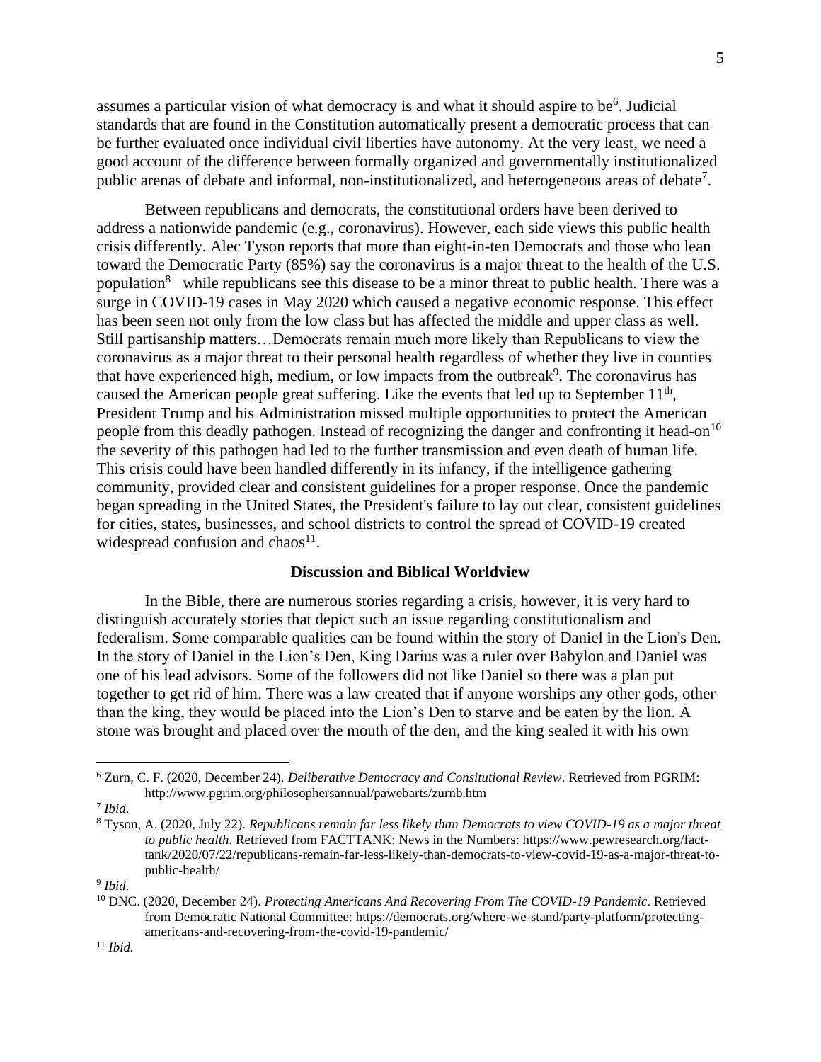assumes a particular vision of what democracy is and what it should aspire to be[6]. Judicial standards that are found in the Constitution automatically present a democratic process that can be further evaluated once individual civil liberties have autonomy. At the very least, we need a good account of the difference between formally organized and governmentally institutionalized public arenas of debate and informal, non-institutionalized, and heterogeneous areas of debate[7].

Between republicans and democrats, the constitutional orders have been derived to address a nationwide pandemic (e.g., coronavirus). However, each side views this public health crisis differently. Alec Tyson reports that more than eight-in-ten Democrats and those who lean toward the Democratic Party (85%) say the coronavirus is a major threat to the health of the U.S. population[8] while republicans see this disease to be a minor threat to public health. There was a surge in COVID-19 cases in May 2020 which caused a negative economic response. This effect has been seen not only from the low class but has affected the middle and upper class as well. Still partisanship matters…Democrats remain much more likely than Republicans to view the coronavirus as a major threat to their personal health regardless of whether they live in counties that have experienced high, medium, or low impacts from the outbreak[9]. The coronavirus has caused the American people great suffering. Like the events that led up to September 11th, President Trump and his Administration missed multiple opportunities to protect the American people from this deadly pathogen. Instead of recognizing the danger and confronting it head-on[10] the severity of this pathogen had led to the further transmission and even death of human life. This crisis could have been handled differently in its infancy, if the intelligence gathering community, provided clear and consistent guidelines for a proper response. Once the pandemic began spreading in the United States, the President's failure to lay out clear, consistent guidelines for cities, states, businesses, and school districts to control the spread of COVID-19 created widespread confusion and chaos[11].

## Discussion and Biblical Worldview

In the Bible, there are numerous stories regarding a crisis, however, it is very hard to distinguish accurately stories that depict such an issue regarding constitutionalism and federalism. Some comparable qualities can be found within the story of Daniel in the Lion's Den. In the story of Daniel in the Lion's Den, King Darius was a ruler over Babylon and Daniel was one of his lead advisors. Some of the followers did not like Daniel so there was a plan put together to get rid of him. There was a law created that if anyone worships any other gods, other than the king, they would be placed into the Lion's Den to starve and be eaten by the lion. A stone was brought and placed over the mouth of the den, and the king sealed it with his own

---

[6] Zurn, C. F. (2020, December 24). *Deliberative Democracy and Consitutional Review*. Retrieved from PGRIM: http://www.pgrim.org/philosophersannual/pawebarts/zurnb.htm

[7] *Ibid*.

[8] Tyson, A. (2020, July 22). *Republicans remain far less likely than Democrats to view COVID-19 as a major threat to public health*. Retrieved from FACTTANK: News in the Numbers: https://www.pewresearch.org/fact-tank/2020/07/22/republicans-remain-far-less-likely-than-democrats-to-view-covid-19-as-a-major-threat-to-public-health/

[9] *Ibid*.

[10] DNC. (2020, December 24). *Protecting Americans And Recovering From The COVID-19 Pandemic*. Retrieved from Democratic National Committee: https://democrats.org/where-we-stand/party-platform/protecting-americans-and-recovering-from-the-covid-19-pandemic/

[11] *Ibid.*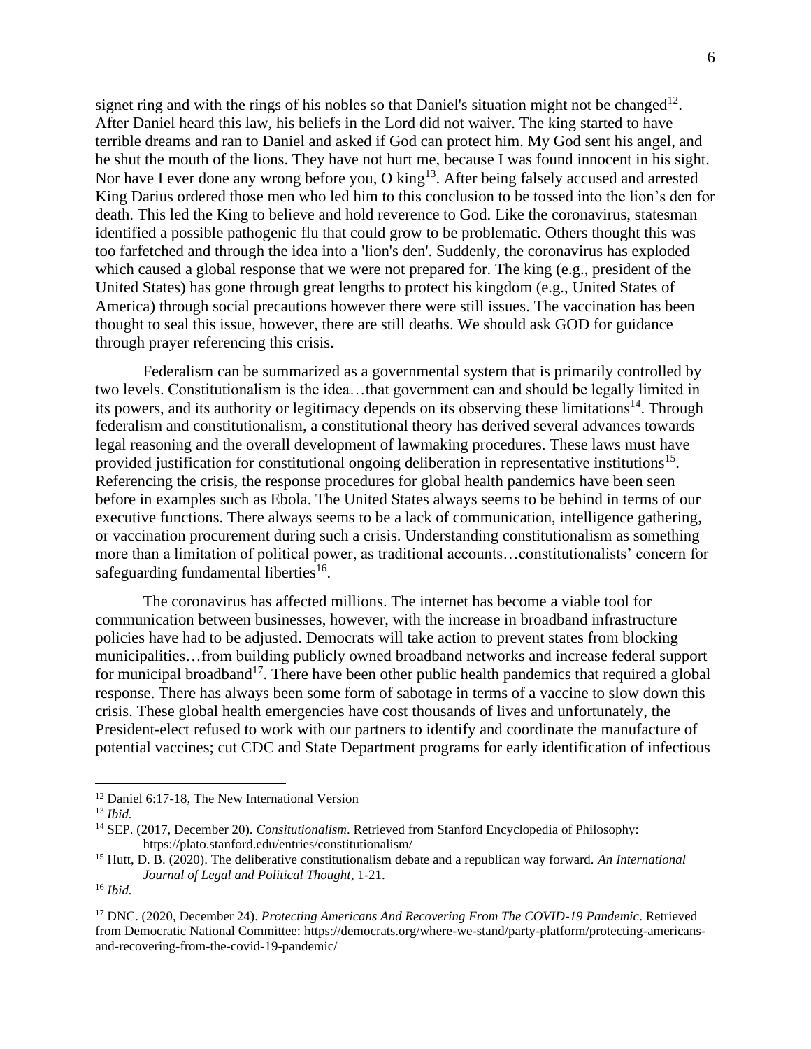signet ring and with the rings of his nobles so that Daniel's situation might not be changed[12]. After Daniel heard this law, his beliefs in the Lord did not waiver. The king started to have terrible dreams and ran to Daniel and asked if God can protect him. My God sent his angel, and he shut the mouth of the lions. They have not hurt me, because I was found innocent in his sight. Nor have I ever done any wrong before you, O king[13]. After being falsely accused and arrested King Darius ordered those men who led him to this conclusion to be tossed into the lion's den for death. This led the King to believe and hold reverence to God. Like the coronavirus, statesman identified a possible pathogenic flu that could grow to be problematic. Others thought this was too farfetched and through the idea into a 'lion's den'. Suddenly, the coronavirus has exploded which caused a global response that we were not prepared for. The king (e.g., president of the United States) has gone through great lengths to protect his kingdom (e.g., United States of America) through social precautions however there were still issues. The vaccination has been thought to seal this issue, however, there are still deaths. We should ask GOD for guidance through prayer referencing this crisis.

Federalism can be summarized as a governmental system that is primarily controlled by two levels. Constitutionalism is the idea…that government can and should be legally limited in its powers, and its authority or legitimacy depends on its observing these limitations[14]. Through federalism and constitutionalism, a constitutional theory has derived several advances towards legal reasoning and the overall development of lawmaking procedures. These laws must have provided justification for constitutional ongoing deliberation in representative institutions[15]. Referencing the crisis, the response procedures for global health pandemics have been seen before in examples such as Ebola. The United States always seems to be behind in terms of our executive functions. There always seems to be a lack of communication, intelligence gathering, or vaccination procurement during such a crisis. Understanding constitutionalism as something more than a limitation of political power, as traditional accounts…constitutionalists' concern for safeguarding fundamental liberties[16].

The coronavirus has affected millions. The internet has become a viable tool for communication between businesses, however, with the increase in broadband infrastructure policies have had to be adjusted. Democrats will take action to prevent states from blocking municipalities…from building publicly owned broadband networks and increase federal support for municipal broadband[17]. There have been other public health pandemics that required a global response. There has always been some form of sabotage in terms of a vaccine to slow down this crisis. These global health emergencies have cost thousands of lives and unfortunately, the President-elect refused to work with our partners to identify and coordinate the manufacture of potential vaccines; cut CDC and State Department programs for early identification of infectious

---

[12] Daniel 6:17-18, The New International Version

[13] *Ibid.*

[14] SEP. (2017, December 20). *Consitutionalism*. Retrieved from Stanford Encyclopedia of Philosophy: https://plato.stanford.edu/entries/constitutionalism/

[15] Hutt, D. B. (2020). The deliberative constitutionalism debate and a republican way forward. *An International Journal of Legal and Political Thought*, 1-21.

[16] *Ibid.*

[17] DNC. (2020, December 24). *Protecting Americans And Recovering From The COVID-19 Pandemic*. Retrieved from Democratic National Committee: https://democrats.org/where-we-stand/party-platform/protecting-americans-and-recovering-from-the-covid-19-pandemic/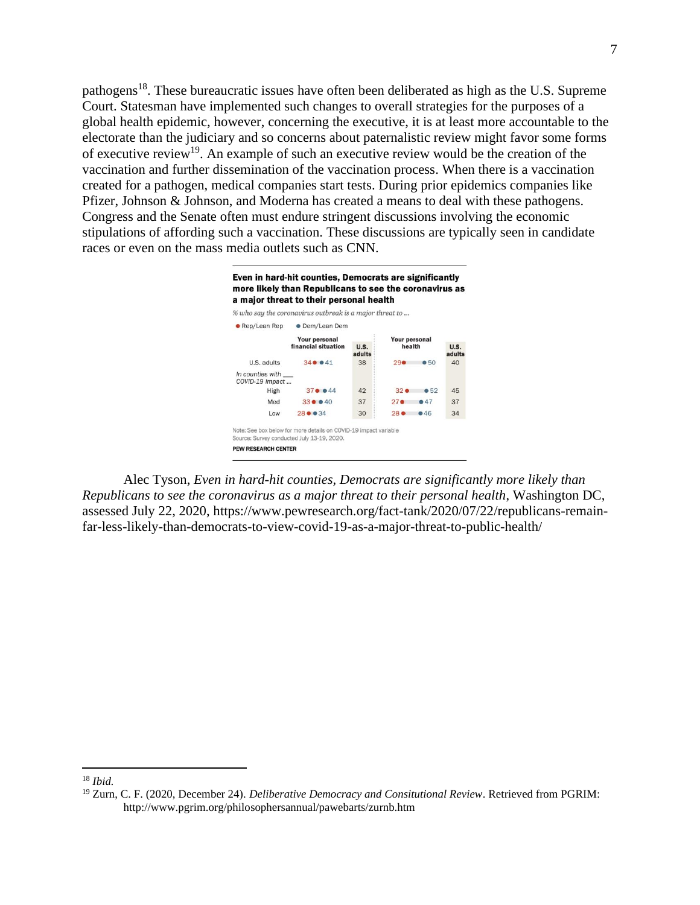pathogens[18]. These bureaucratic issues have often been deliberated as high as the U.S. Supreme Court. Statesman have implemented such changes to overall strategies for the purposes of a global health epidemic, however, concerning the executive, it is at least more accountable to the electorate than the judiciary and so concerns about paternalistic review might favor some forms of executive review[19]. An example of such an executive review would be the creation of the vaccination and further dissemination of the vaccination process. When there is a vaccination created for a pathogen, medical companies start tests. During prior epidemics companies like Pfizer, Johnson & Johnson, and Moderna has created a means to deal with these pathogens. Congress and the Senate often must endure stringent discussions involving the economic stipulations of affording such a vaccination. These discussions are typically seen in candidate races or even on the mass media outlets such as CNN.

**Even in hard-hit counties, Democrats are significantly more likely than Republicans to see the coronavirus as a major threat to their personal health**

*% who say the coronavirus outbreak is a major threat to ...*

Rep/Lean Rep
Dem/Lean Dem

Your personal financial situation
U.S. adults
Your personal health
U.S. adults

U.S. adults 34 41 38 29 50 40

In counties with ___ COVID-19 impact ...

High 37 44 42 32 52 45

Med 33 40 37 27 47 37

Low 28 34 30 28 46 34

Note: See box below for more details on COVID-19 impact variable
Source: Survey conducted July 13-19, 2020.
PEW RESEARCH CENTER

Alec Tyson, *Even in hard-hit counties, Democrats are significantly more likely than Republicans to see the coronavirus as a major threat to their personal health*, Washington DC, assessed July 22, 2020, https://www.pewresearch.org/fact-tank/2020/07/22/republicans-remain-far-less-likely-than-democrats-to-view-covid-19-as-a-major-threat-to-public-health/

---

[18] *Ibid.*

[19] Zurn, C. F. (2020, December 24). *Deliberative Democracy and Consitutional Review*. Retrieved from PGRIM: http://www.pgrim.org/philosophersannual/pawebarts/zurnb.htm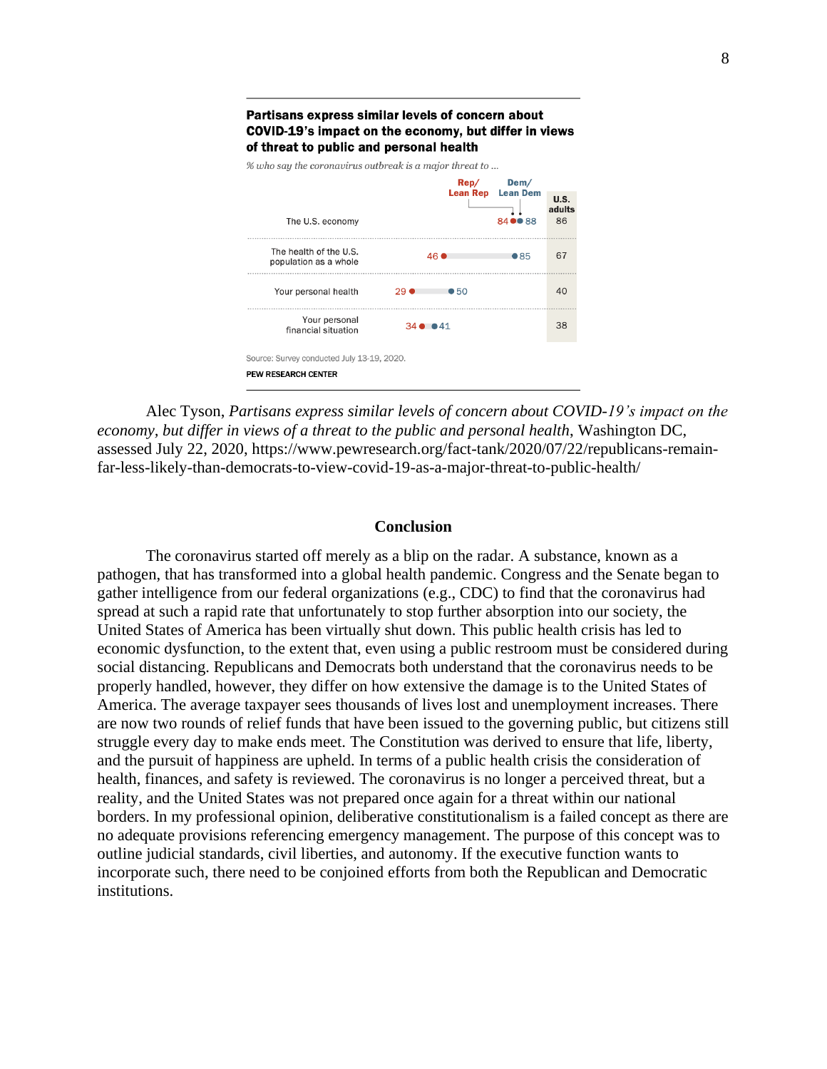**Partisans express similar levels of concern about COVID-19's impact on the economy, but differ in views of threat to public and personal health**

*% who say the coronavirus outbreak is a major threat to ...*

Rep/ Lean Rep
Dem/ Lean Dem
U.S. adults

The U.S. economy
84 88
86

The health of the U.S. population as a whole
46 85
67

Your personal health
29 50
40

Your personal financial situation
34 41
38

Source: Survey conducted July 13-19, 2020.

PEW RESEARCH CENTER

Alec Tyson, *Partisans express similar levels of concern about COVID-19's impact on the economy, but differ in views of a threat to the public and personal health*, Washington DC, assessed July 22, 2020, https://www.pewresearch.org/fact-tank/2020/07/22/republicans-remain-far-less-likely-than-democrats-to-view-covid-19-as-a-major-threat-to-public-health/

## Conclusion

The coronavirus started off merely as a blip on the radar. A substance, known as a pathogen, that has transformed into a global health pandemic. Congress and the Senate began to gather intelligence from our federal organizations (e.g., CDC) to find that the coronavirus had spread at such a rapid rate that unfortunately to stop further absorption into our society, the United States of America has been virtually shut down. This public health crisis has led to economic dysfunction, to the extent that, even using a public restroom must be considered during social distancing. Republicans and Democrats both understand that the coronavirus needs to be properly handled, however, they differ on how extensive the damage is to the United States of America. The average taxpayer sees thousands of lives lost and unemployment increases. There are now two rounds of relief funds that have been issued to the governing public, but citizens still struggle every day to make ends meet. The Constitution was derived to ensure that life, liberty, and the pursuit of happiness are upheld. In terms of a public health crisis the consideration of health, finances, and safety is reviewed. The coronavirus is no longer a perceived threat, but a reality, and the United States was not prepared once again for a threat within our national borders. In my professional opinion, deliberative constitutionalism is a failed concept as there are no adequate provisions referencing emergency management. The purpose of this concept was to outline judicial standards, civil liberties, and autonomy. If the executive function wants to incorporate such, there need to be conjoined efforts from both the Republican and Democratic institutions.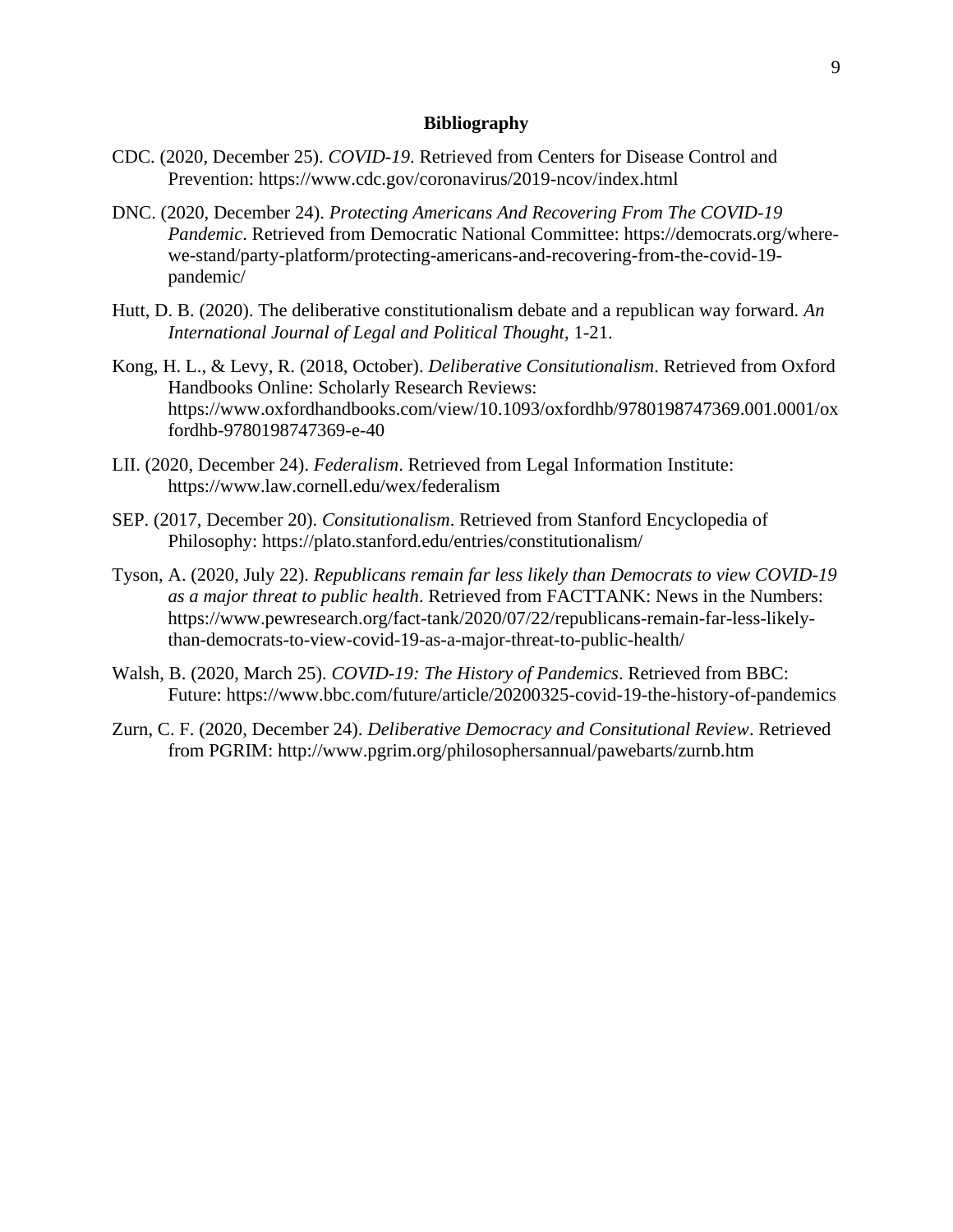**Bibliography**

CDC. (2020, December 25). *COVID-19*. Retrieved from Centers for Disease Control and Prevention: https://www.cdc.gov/coronavirus/2019-ncov/index.html

DNC. (2020, December 24). *Protecting Americans And Recovering From The COVID-19 Pandemic*. Retrieved from Democratic National Committee: https://democrats.org/where-we-stand/party-platform/protecting-americans-and-recovering-from-the-covid-19-pandemic/

Hutt, D. B. (2020). The deliberative constitutionalism debate and a republican way forward. *An International Journal of Legal and Political Thought*, 1-21.

Kong, H. L., & Levy, R. (2018, October). *Deliberative Consitutionalism*. Retrieved from Oxford Handbooks Online: Scholarly Research Reviews: https://www.oxfordhandbooks.com/view/10.1093/oxfordhb/9780198747369.001.0001/oxfordhb-9780198747369-e-40

LII. (2020, December 24). *Federalism*. Retrieved from Legal Information Institute: https://www.law.cornell.edu/wex/federalism

SEP. (2017, December 20). *Consitutionalism*. Retrieved from Stanford Encyclopedia of Philosophy: https://plato.stanford.edu/entries/constitutionalism/

Tyson, A. (2020, July 22). *Republicans remain far less likely than Democrats to view COVID-19 as a major threat to public health*. Retrieved from FACTTANK: News in the Numbers: https://www.pewresearch.org/fact-tank/2020/07/22/republicans-remain-far-less-likely-than-democrats-to-view-covid-19-as-a-major-threat-to-public-health/

Walsh, B. (2020, March 25). *COVID-19: The History of Pandemics*. Retrieved from BBC: Future: https://www.bbc.com/future/article/20200325-covid-19-the-history-of-pandemics

Zurn, C. F. (2020, December 24). *Deliberative Democracy and Consitutional Review*. Retrieved from PGRIM: http://www.pgrim.org/philosophersannual/pawebarts/zurnb.htm